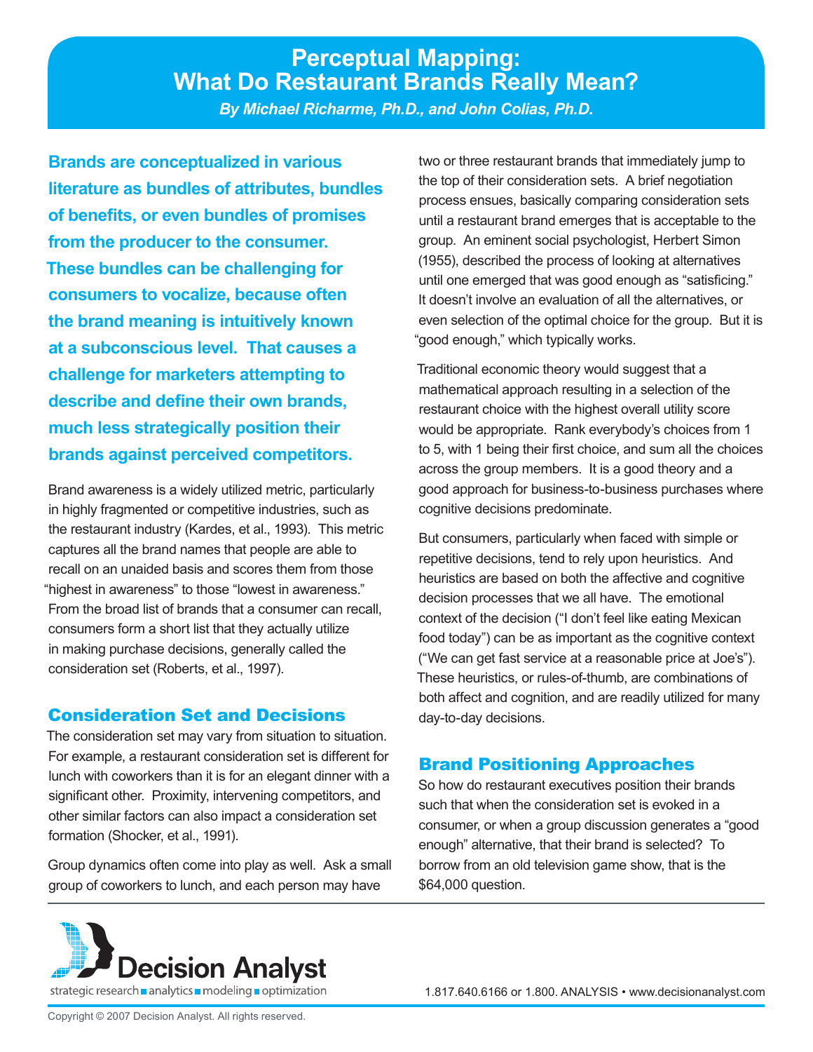# Perceptual Mapping: What Do Restaurant Brands Really Mean?

***By Michael Richarme, Ph.D., and John Colias, Ph.D.***

**Brands are conceptualized in various literature as bundles of attributes, bundles of benefits, or even bundles of promises from the producer to the consumer. These bundles can be challenging for consumers to vocalize, because often the brand meaning is intuitively known at a subconscious level. That causes a challenge for marketers attempting to describe and define their own brands, much less strategically position their brands against perceived competitors.**

Brand awareness is a widely utilized metric, particularly in highly fragmented or competitive industries, such as the restaurant industry (Kardes, et al., 1993). This metric captures all the brand names that people are able to recall on an unaided basis and scores them from those "highest in awareness" to those "lowest in awareness." From the broad list of brands that a consumer can recall, consumers form a short list that they actually utilize in making purchase decisions, generally called the consideration set (Roberts, et al., 1997).

## Consideration Set and Decisions

The consideration set may vary from situation to situation. For example, a restaurant consideration set is different for lunch with coworkers than it is for an elegant dinner with a significant other. Proximity, intervening competitors, and other similar factors can also impact a consideration set formation (Shocker, et al., 1991).

Group dynamics often come into play as well. Ask a small group of coworkers to lunch, and each person may have two or three restaurant brands that immediately jump to the top of their consideration sets. A brief negotiation process ensues, basically comparing consideration sets until a restaurant brand emerges that is acceptable to the group. An eminent social psychologist, Herbert Simon (1955), described the process of looking at alternatives until one emerged that was good enough as "satisficing." It doesn't involve an evaluation of all the alternatives, or even selection of the optimal choice for the group. But it is "good enough," which typically works.

Traditional economic theory would suggest that a mathematical approach resulting in a selection of the restaurant choice with the highest overall utility score would be appropriate. Rank everybody's choices from 1 to 5, with 1 being their first choice, and sum all the choices across the group members. It is a good theory and a good approach for business-to-business purchases where cognitive decisions predominate.

But consumers, particularly when faced with simple or repetitive decisions, tend to rely upon heuristics. And heuristics are based on both the affective and cognitive decision processes that we all have. The emotional context of the decision ("I don't feel like eating Mexican food today") can be as important as the cognitive context ("We can get fast service at a reasonable price at Joe's"). These heuristics, or rules-of-thumb, are combinations of both affect and cognition, and are readily utilized for many day-to-day decisions.

## Brand Positioning Approaches

So how do restaurant executives position their brands such that when the consideration set is evoked in a consumer, or when a group discussion generates a "good enough" alternative, that their brand is selected? To borrow from an old television game show, that is the $64,000 question.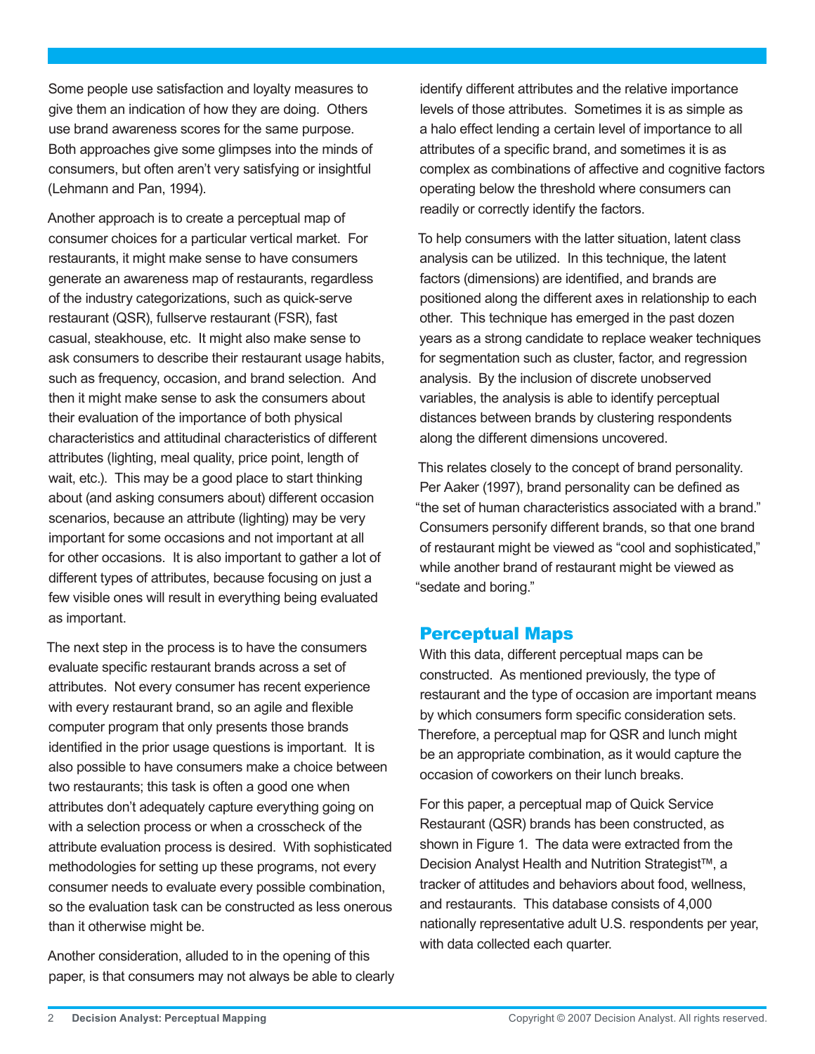Some people use satisfaction and loyalty measures to give them an indication of how they are doing. Others use brand awareness scores for the same purpose. Both approaches give some glimpses into the minds of consumers, but often aren't very satisfying or insightful (Lehmann and Pan, 1994).

Another approach is to create a perceptual map of consumer choices for a particular vertical market. For restaurants, it might make sense to have consumers generate an awareness map of restaurants, regardless of the industry categorizations, such as quick-serve restaurant (QSR), fullserve restaurant (FSR), fast casual, steakhouse, etc. It might also make sense to ask consumers to describe their restaurant usage habits, such as frequency, occasion, and brand selection. And then it might make sense to ask the consumers about their evaluation of the importance of both physical characteristics and attitudinal characteristics of different attributes (lighting, meal quality, price point, length of wait, etc.). This may be a good place to start thinking about (and asking consumers about) different occasion scenarios, because an attribute (lighting) may be very important for some occasions and not important at all for other occasions. It is also important to gather a lot of different types of attributes, because focusing on just a few visible ones will result in everything being evaluated as important.

The next step in the process is to have the consumers evaluate specific restaurant brands across a set of attributes. Not every consumer has recent experience with every restaurant brand, so an agile and flexible computer program that only presents those brands identified in the prior usage questions is important. It is also possible to have consumers make a choice between two restaurants; this task is often a good one when attributes don't adequately capture everything going on with a selection process or when a crosscheck of the attribute evaluation process is desired. With sophisticated methodologies for setting up these programs, not every consumer needs to evaluate every possible combination, so the evaluation task can be constructed as less onerous than it otherwise might be.

Another consideration, alluded to in the opening of this paper, is that consumers may not always be able to clearly identify different attributes and the relative importance levels of those attributes. Sometimes it is as simple as a halo effect lending a certain level of importance to all attributes of a specific brand, and sometimes it is as complex as combinations of affective and cognitive factors operating below the threshold where consumers can readily or correctly identify the factors.

To help consumers with the latter situation, latent class analysis can be utilized. In this technique, the latent factors (dimensions) are identified, and brands are positioned along the different axes in relationship to each other. This technique has emerged in the past dozen years as a strong candidate to replace weaker techniques for segmentation such as cluster, factor, and regression analysis. By the inclusion of discrete unobserved variables, the analysis is able to identify perceptual distances between brands by clustering respondents along the different dimensions uncovered.

This relates closely to the concept of brand personality. Per Aaker (1997), brand personality can be defined as "the set of human characteristics associated with a brand." Consumers personify different brands, so that one brand of restaurant might be viewed as "cool and sophisticated," while another brand of restaurant might be viewed as "sedate and boring."

## Perceptual Maps

With this data, different perceptual maps can be constructed. As mentioned previously, the type of restaurant and the type of occasion are important means by which consumers form specific consideration sets. Therefore, a perceptual map for QSR and lunch might be an appropriate combination, as it would capture the occasion of coworkers on their lunch breaks.

For this paper, a perceptual map of Quick Service Restaurant (QSR) brands has been constructed, as shown in Figure 1. The data were extracted from the Decision Analyst Health and Nutrition Strategist™, a tracker of attitudes and behaviors about food, wellness, and restaurants. This database consists of 4,000 nationally representative adult U.S. respondents per year, with data collected each quarter.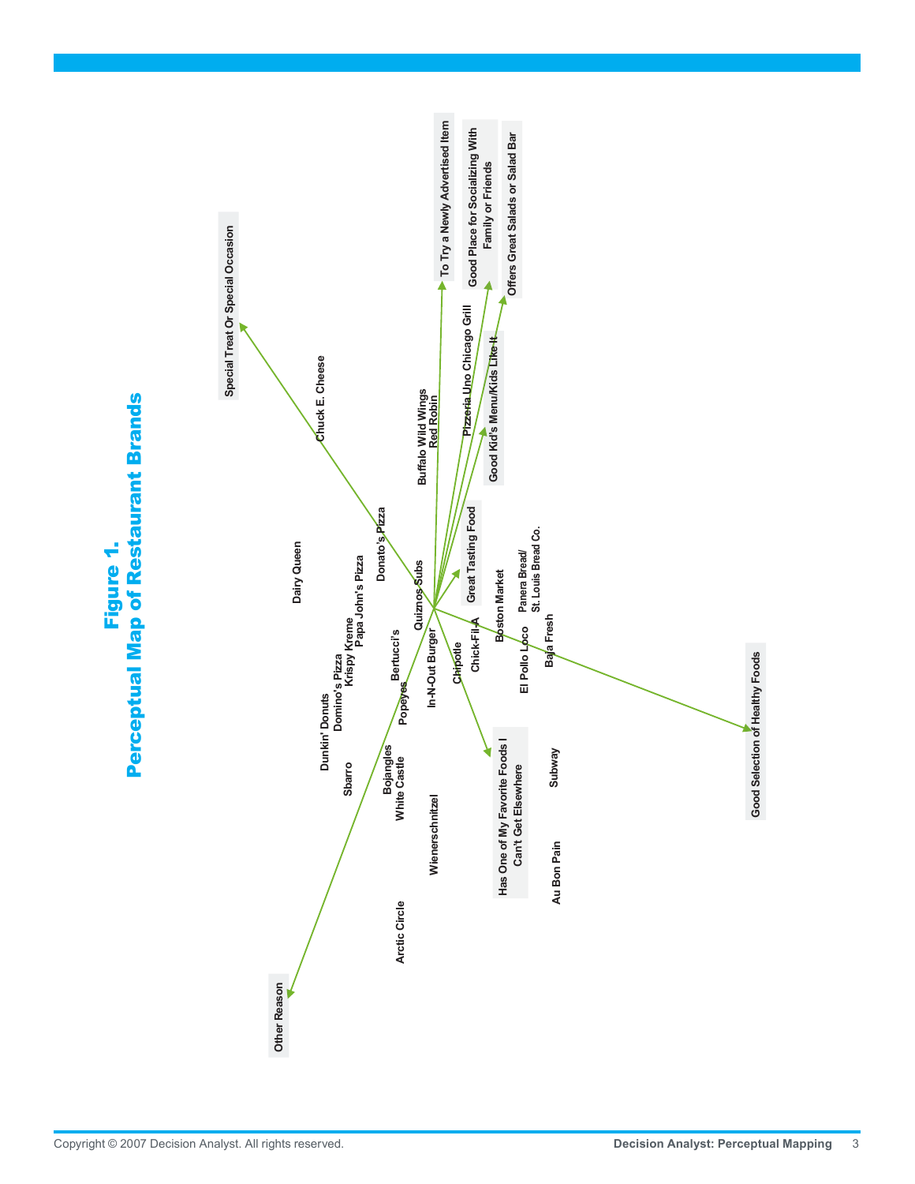# Figure 1.
## Perceptual Map of Restaurant Brands

Special Treat Or Special Occasion

To Try a Newly Advertised Item

Good Place for Socializing With Family or Friends

Offers Great Salads or Salad Bar

Good Kid's Menu/Kids Like It

Great Tasting Food

Has One of My Favorite Foods I Can't Get Elsewhere

Good Selection of Healthy Foods

Other Reason

Chuck E. Cheese

Buffalo Wild Wings

Red Robin

Pizzeria Uno Chicago Grill

Dairy Queen

Donato's Pizza

Papa John's Pizza

Krispy Kreme

Domino's Pizza

Dunkin' Donuts

Sbarro

Quiznos Subs

Bertucci's

Popeyes

Bojangles

White Castle

In-N-Out Burger

Wienerschnitzel

Arctic Circle

Chipotle

Chick-Fil-A

Boston Market

Panera Bread/ St. Louis Bread Co.

El Pollo Loco

Baja Fresh

Subway

Au Bon Pain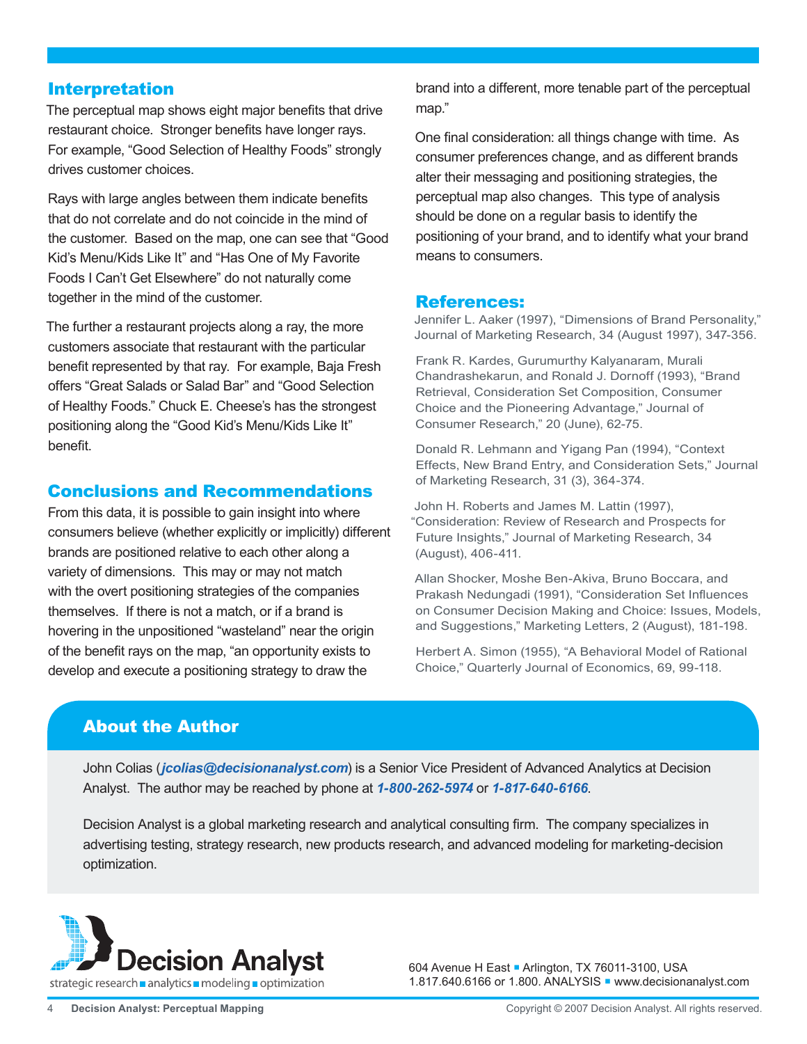## Interpretation

The perceptual map shows eight major benefits that drive restaurant choice. Stronger benefits have longer rays. For example, "Good Selection of Healthy Foods" strongly drives customer choices.

Rays with large angles between them indicate benefits that do not correlate and do not coincide in the mind of the customer. Based on the map, one can see that "Good Kid's Menu/Kids Like It" and "Has One of My Favorite Foods I Can't Get Elsewhere" do not naturally come together in the mind of the customer.

The further a restaurant projects along a ray, the more customers associate that restaurant with the particular benefit represented by that ray. For example, Baja Fresh offers "Great Salads or Salad Bar" and "Good Selection of Healthy Foods." Chuck E. Cheese's has the strongest positioning along the "Good Kid's Menu/Kids Like It" benefit.

## Conclusions and Recommendations

From this data, it is possible to gain insight into where consumers believe (whether explicitly or implicitly) different brands are positioned relative to each other along a variety of dimensions. This may or may not match with the overt positioning strategies of the companies themselves. If there is not a match, or if a brand is hovering in the unpositioned "wasteland" near the origin of the benefit rays on the map, "an opportunity exists to develop and execute a positioning strategy to draw the brand into a different, more tenable part of the perceptual map."

One final consideration: all things change with time. As consumer preferences change, and as different brands alter their messaging and positioning strategies, the perceptual map also changes. This type of analysis should be done on a regular basis to identify the positioning of your brand, and to identify what your brand means to consumers.

## References:

Jennifer L. Aaker (1997), "Dimensions of Brand Personality," Journal of Marketing Research, 34 (August 1997), 347-356.

Frank R. Kardes, Gurumurthy Kalyanaram, Murali Chandrashekarun, and Ronald J. Dornoff (1993), "Brand Retrieval, Consideration Set Composition, Consumer Choice and the Pioneering Advantage," Journal of Consumer Research," 20 (June), 62-75.

Donald R. Lehmann and Yigang Pan (1994), "Context Effects, New Brand Entry, and Consideration Sets," Journal of Marketing Research, 31 (3), 364-374.

John H. Roberts and James M. Lattin (1997), "Consideration: Review of Research and Prospects for Future Insights," Journal of Marketing Research, 34 (August), 406-411.

Allan Shocker, Moshe Ben-Akiva, Bruno Boccara, and Prakash Nedungadi (1991), "Consideration Set Influences on Consumer Decision Making and Choice: Issues, Models, and Suggestions," Marketing Letters, 2 (August), 181-198.

Herbert A. Simon (1955), "A Behavioral Model of Rational Choice," Quarterly Journal of Economics, 69, 99-118.

## About the Author

John Colias (***jcolias@decisionanalyst.com***) is a Senior Vice President of Advanced Analytics at Decision Analyst. The author may be reached by phone at ***1-800-262-5974*** or ***1-817-640-6166***.

Decision Analyst is a global marketing research and analytical consulting firm. The company specializes in advertising testing, strategy research, new products research, and advanced modeling for marketing-decision optimization.

Decision Analyst
strategic research ■ analytics ■ modeling ■ optimization

604 Avenue H East ■ Arlington, TX 76011-3100, USA
1.817.640.6166 or 1.800. ANALYSIS ■ www.decisionanalyst.com

Copyright © 2007 Decision Analyst. All rights reserved.